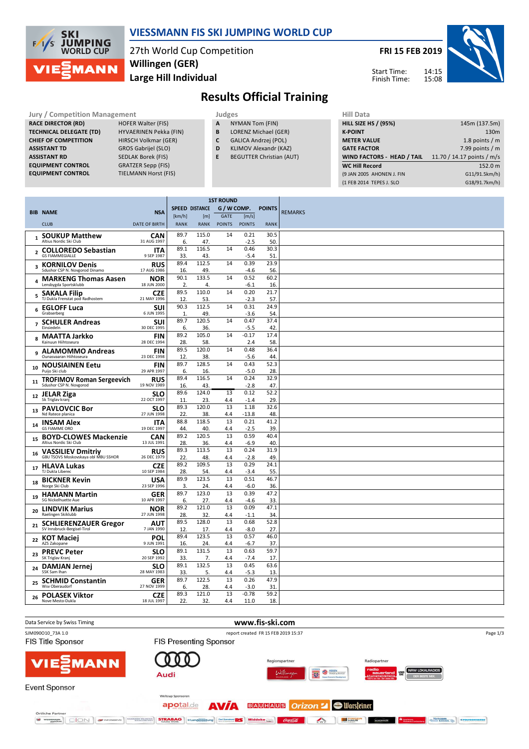# VIESSMANN FIS SKI JUMPING WORLD CUP

27th World Cup Competition
**Willingen (GER)**
**Large Hill Individual**

**FRI 15 FEB 2019**

Start Time: 14:15
Finish Time: 15:08

## Results Official Training

**Jury / Competition Management**

| | |
|---|---|
| RACE DIRECTOR (RD) | HOFER Walter (FIS) |
| TECHNICAL DELEGATE (TD) | HYVAERINEN Pekka (FIN) |
| CHIEF OF COMPETITION | HIRSCH Volkmar (GER) |
| ASSISTANT TD | GROS Gabrijel (SLO) |
| ASSISTANT RD | SEDLAK Borek (FIS) |
| EQUIPMENT CONTROL | GRATZER Sepp (FIS) |
| EQUIPMENT CONTROL | TIELMANN Horst (FIS) |

**Judges**

| | |
|---|---|
| A | NYMAN Tom (FIN) |
| B | LORENZ Michael (GER) |
| C | GALICA Andrzej (POL) |
| D | KLIMOV Alexandr (KAZ) |
| E | BEGUTTER Christian (AUT) |

**Hill Data**

| | |
|---|---|
| HILL SIZE HS / (95%) | 145m (137.5m) |
| K-POINT | 130m |
| METER VALUE | 1.8 points / m |
| GATE FACTOR | 7.99 points / m |
| WIND FACTORS - HEAD / TAIL | 11.70 / 14.17 points / m/s |
| WC Hill Record | 152.0 m |
| (9 JAN 2005 AHONEN J. FIN | G11/91.5km/h) |
| (1 FEB 2014 TEPES J. SLO | G18/91.7km/h) |

| BIB | NAME / CLUB | NSA / DATE OF BIRTH | SPEED [km/h] / RANK | DISTANCE [m] / RANK | GATE / GATE POINTS | W COMP. [m/s] / POINTS | POINTS / RANK | REMARKS |
|---|---|---|---|---|---|---|---|---|
| 1 | SOUKUP Matthew / Altius Nordic Ski Club | CAN / 31 AUG 1997 | 89.7 / 6. | 115.0 / 47. | 14 | 0.21 / -2.5 | 30.5 / 50. | |
| 2 | COLLOREDO Sebastian / GS FIAMMEGIALLE | ITA / 9 SEP 1987 | 89.1 / 33. | 116.5 / 43. | 14 | 0.46 / -5.4 | 30.3 / 51. | |
| 3 | KORNILOV Denis / Sdushor CSP N. Novgorod Dinamo | RUS / 17 AUG 1986 | 89.4 / 16. | 112.5 / 49. | 14 | 0.39 / -4.6 | 23.9 / 56. | |
| 4 | MARKENG Thomas Aasen / Lensbygda Sportsklubb | NOR / 18 JUN 2000 | 90.1 / 2. | 133.5 / 4. | 14 | 0.52 / -6.1 | 60.2 / 16. | |
| 5 | SAKALA Filip / TJ Dukla Frenstat pod Radhostem | CZE / 21 MAY 1996 | 89.5 / 12. | 110.0 / 53. | 14 | 0.20 / -2.3 | 21.7 / 57. | |
| 6 | EGLOFF Luca / Grabserberg | SUI / 6 JUN 1995 | 90.3 / 1. | 112.5 / 49. | 14 | 0.31 / -3.6 | 24.9 / 54. | |
| 7 | SCHULER Andreas / Einsiedeln | SUI / 30 DEC 1995 | 89.7 / 6. | 120.5 / 36. | 14 | 0.47 / -5.5 | 37.4 / 42. | |
| 8 | MAATTA Jarkko / Kainuun Hiihtoseura | FIN / 28 DEC 1994 | 89.2 / 28. | 105.0 / 58. | 14 | -0.17 / 2.4 | 17.4 / 58. | |
| 9 | ALAMOMMO Andreas / Ounasvaaran Hiihtoseura | FIN / 23 DEC 1998 | 89.5 / 12. | 120.0 / 38. | 14 | 0.48 / -5.6 | 36.4 / 44. | |
| 10 | NOUSIAINEN Eetu / Puijo Ski club | FIN / 29 APR 1997 | 89.7 / 6. | 128.5 / 16. | 14 | 0.43 / -5.0 | 52.3 / 28. | |
| 11 | TROFIMOV Roman Sergeevich / Sdushor CSP N. Novgorod | RUS / 19 NOV 1989 | 89.4 / 16. | 116.5 / 43. | 14 | 0.24 / -2.8 | 32.9 / 47. | |
| 12 | JELAR Ziga / Sk Triglav kranj | SLO / 22 OCT 1997 | 89.6 / 11. | 124.0 / 23. | 13 / 4.4 | 0.12 / -1.4 | 52.2 / 29. | |
| 13 | PAVLOVCIC Bor / Nd Ratece planica | SLO / 27 JUN 1998 | 89.3 / 22. | 120.0 / 38. | 13 / 4.4 | 1.18 / -13.8 | 32.6 / 48. | |
| 14 | INSAM Alex / GS FIAMME ORO | ITA / 19 DEC 1997 | 88.8 / 44. | 118.5 / 40. | 13 / 4.4 | 0.21 / -2.5 | 41.2 / 39. | |
| 15 | BOYD-CLOWES Mackenzie / Altius Nordic Ski Club | CAN / 13 JUL 1991 | 89.2 / 28. | 120.5 / 36. | 13 / 4.4 | 0.59 / -6.9 | 40.4 / 40. | |
| 16 | VASSILIEV Dmitriy / GBU TSOVS Moskovskaya obl MBU SSHOR | RUS / 26 DEC 1979 | 89.3 / 22. | 113.5 / 48. | 13 / 4.4 | 0.24 / -2.8 | 31.9 / 49. | |
| 17 | HLAVA Lukas / TJ Dukla Liberec | CZE / 10 SEP 1984 | 89.2 / 28. | 109.5 / 54. | 13 / 4.4 | 0.29 / -3.4 | 24.1 / 55. | |
| 18 | BICKNER Kevin / Norge Ski Club | USA / 23 SEP 1996 | 89.9 / 3. | 123.5 / 24. | 13 / 4.4 | 0.51 / -6.0 | 46.7 / 36. | |
| 19 | HAMANN Martin / SG Nickelhuette Aue | GER / 10 APR 1997 | 89.7 / 6. | 123.0 / 27. | 13 / 4.4 | 0.39 / -4.6 | 47.2 / 33. | |
| 20 | LINDVIK Marius / Raelingen Skiklubb | NOR / 27 JUN 1998 | 89.2 / 28. | 121.0 / 32. | 13 / 4.4 | 0.09 / -1.1 | 47.1 / 34. | |
| 21 | SCHLIERENZAUER Gregor / SV Innsbruck-Bergisel-Tirol | AUT / 7 JAN 1990 | 89.5 / 12. | 128.0 / 17. | 13 / 4.4 | 0.68 / -8.0 | 52.8 / 27. | |
| 22 | KOT Maciej / AZS Zakopane | POL / 9 JUN 1991 | 89.4 / 16. | 123.5 / 24. | 13 / 4.4 | 0.57 / -6.7 | 46.0 / 37. | |
| 23 | PREVC Peter / SK Triglav Kranj | SLO / 20 SEP 1992 | 89.1 / 33. | 131.5 / 7. | 13 / 4.4 | 0.63 / -7.4 | 59.7 / 17. | |
| 24 | DAMJAN Jernej / SSK Sam Ihan | SLO / 28 MAY 1983 | 89.1 / 33. | 132.5 / 5. | 13 / 4.4 | 0.45 / -5.3 | 63.6 / 13. | |
| 25 | SCHMID Constantin / Wsv Oberaudorf | GER / 27 NOV 1999 | 89.7 / 6. | 122.5 / 28. | 13 / 4.4 | 0.26 / -3.0 | 47.9 / 31. | |
| 26 | POLASEK Viktor / Nove Mesto-Dukla | CZE / 18 JUL 1997 | 89.3 / 22. | 121.0 / 32. | 13 / 4.4 | -0.78 / 11.0 | 59.2 / 18. | |

Data Service by Swiss Timing — www.fis-ski.com

SJM090O10_73A 1.0 — report created FR 15 FEB 2019 15:37

FIS Title Sponsor — FIS Presenting Sponsor — Event Sponsor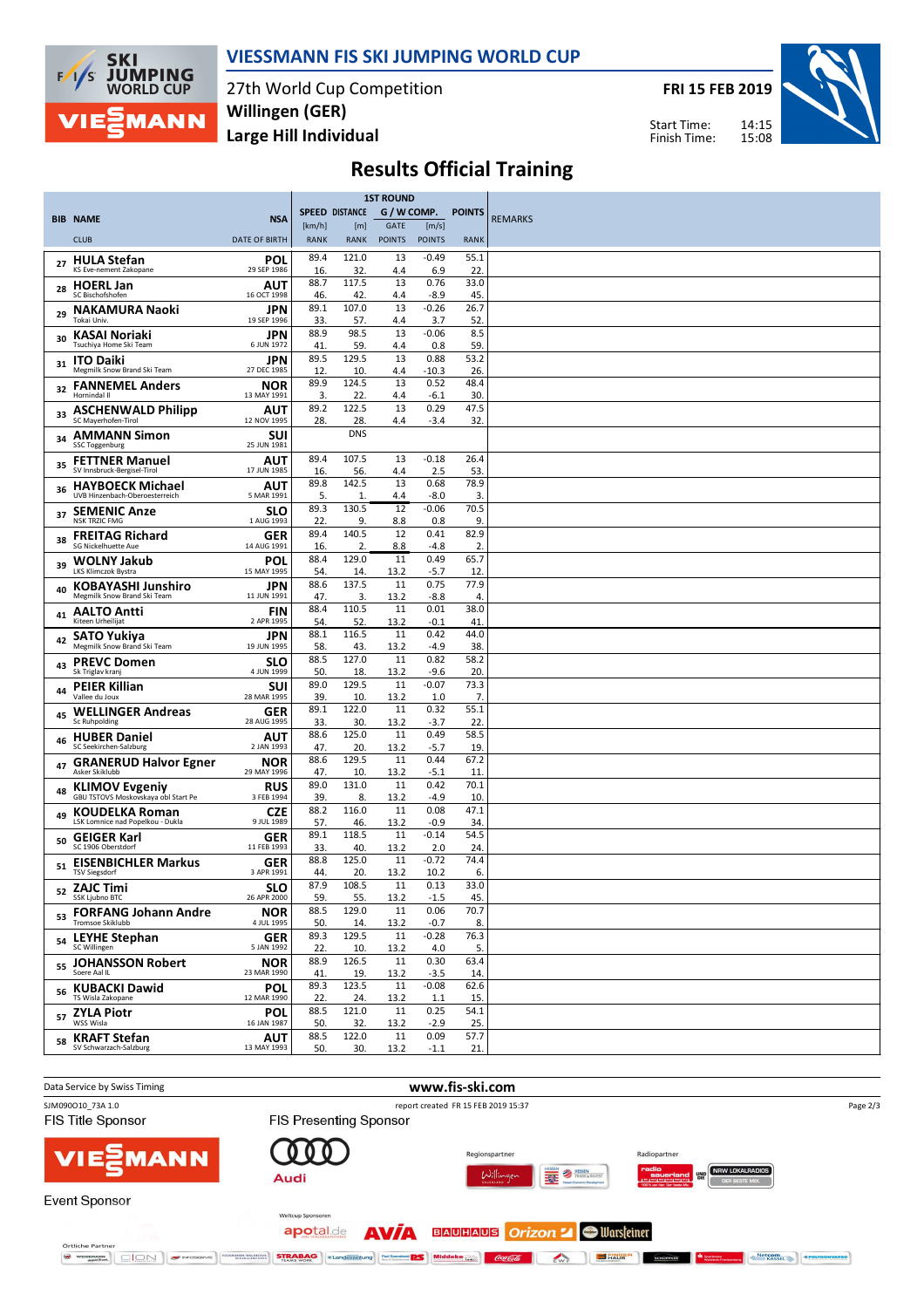# VIESSMANN FIS SKI JUMPING WORLD CUP

27th World Cup Competition
**Willingen (GER)**
**Large Hill Individual**

**FRI 15 FEB 2019**

Start Time: 14:15
Finish Time: 15:08

## Results Official Training

| BIB | NAME / CLUB | NSA / DATE OF BIRTH | SPEED [km/h] / RANK | DISTANCE [m] / RANK | GATE / POINTS | W COMP. [m/s] / POINTS | POINTS / RANK | REMARKS |
|---|---|---|---|---|---|---|---|---|
| 27 | HULA Stefan / KS Eve-nement Zakopane | POL / 29 SEP 1986 | 89.4 / 16. | 121.0 / 32. | 13 / 4.4 | -0.49 / 6.9 | 55.1 / 22. | |
| 28 | HOERL Jan / SC Bischofshofen | AUT / 16 OCT 1998 | 88.7 / 46. | 117.5 / 42. | 13 / 4.4 | 0.76 / -8.9 | 33.0 / 45. | |
| 29 | NAKAMURA Naoki / Tokai Univ. | JPN / 19 SEP 1996 | 89.1 / 33. | 107.0 / 57. | 13 / 4.4 | -0.26 / 3.7 | 26.7 / 52. | |
| 30 | KASAI Noriaki / Tsuchiya Home Ski Team | JPN / 6 JUN 1972 | 88.9 / 41. | 98.5 / 59. | 13 / 4.4 | -0.06 / 0.8 | 8.5 / 59. | |
| 31 | ITO Daiki / Megmilk Snow Brand Ski Team | JPN / 27 DEC 1985 | 89.5 / 12. | 129.5 / 10. | 13 / 4.4 | 0.88 / -10.3 | 53.2 / 26. | |
| 32 | FANNEMEL Anders / Hornindal Il | NOR / 13 MAY 1991 | 89.9 / 3. | 124.5 / 22. | 13 / 4.4 | 0.52 / -6.1 | 48.4 / 30. | |
| 33 | ASCHENWALD Philipp / SC Mayerhofen-Tirol | AUT / 12 NOV 1995 | 89.2 / 28. | 122.5 / 28. | 13 / 4.4 | 0.29 / -3.4 | 47.5 / 32. | |
| 34 | AMMANN Simon / SSC Toggenburg | SUI / 25 JUN 1981 | | DNS | | | | |
| 35 | FETTNER Manuel / SV Innsbruck-Bergisel-Tirol | AUT / 17 JUN 1985 | 89.4 / 16. | 107.5 / 56. | 13 / 4.4 | -0.18 / 2.5 | 26.4 / 53. | |
| 36 | HAYBOECK Michael / UVB Hinzenbach-Oberoesterreich | AUT / 5 MAR 1991 | 89.8 / 5. | 142.5 / 1. | 13 / 4.4 | 0.68 / -8.0 | 78.9 / 3. | |
| 37 | SEMENIC Anze / NSK TRZIC FMG | SLO / 1 AUG 1993 | 89.3 / 22. | 130.5 / 9. | 12 / 8.8 | -0.06 / 0.8 | 70.5 / 9. | |
| 38 | FREITAG Richard / SG Nickelhuette Aue | GER / 14 AUG 1991 | 89.4 / 16. | 140.5 / 2. | 12 / 8.8 | 0.41 / -4.8 | 82.9 / 2. | |
| 39 | WOLNY Jakub / LKS Klimczok Bystra | POL / 15 MAY 1995 | 88.4 / 54. | 129.0 / 14. | 11 / 13.2 | 0.49 / -5.7 | 65.7 / 12. | |
| 40 | KOBAYASHI Junshiro / Megmilk Snow Brand Ski Team | JPN / 11 JUN 1991 | 88.6 / 47. | 137.5 / 3. | 11 / 13.2 | 0.75 / -8.8 | 77.9 / 4. | |
| 41 | AALTO Antti / Kiteen Urheilijat | FIN / 2 APR 1995 | 88.4 / 54. | 110.5 / 52. | 11 / 13.2 | 0.01 / -0.1 | 38.0 / 41. | |
| 42 | SATO Yukiya / Megmilk Snow Brand Ski Team | JPN / 19 JUN 1995 | 88.1 / 58. | 116.5 / 43. | 11 / 13.2 | 0.42 / -4.9 | 44.0 / 38. | |
| 43 | PREVC Domen / Sk Triglav kranj | SLO / 4 JUN 1999 | 88.5 / 50. | 127.0 / 18. | 11 / 13.2 | 0.82 / -9.6 | 58.2 / 20. | |
| 44 | PEIER Killian / Vallee du Joux | SUI / 28 MAR 1995 | 89.0 / 39. | 129.5 / 10. | 11 / 13.2 | -0.07 / 1.0 | 73.3 / 7. | |
| 45 | WELLINGER Andreas / Sc Ruhpolding | GER / 28 AUG 1995 | 89.1 / 33. | 122.0 / 30. | 11 / 13.2 | 0.32 / -3.7 | 55.1 / 22. | |
| 46 | HUBER Daniel / SC Seekirchen-Salzburg | AUT / 2 JAN 1993 | 88.6 / 47. | 125.0 / 20. | 11 / 13.2 | 0.49 / -5.7 | 58.5 / 19. | |
| 47 | GRANERUD Halvor Egner / Asker Skiklubb | NOR / 29 MAY 1996 | 88.6 / 47. | 129.5 / 10. | 11 / 13.2 | 0.44 / -5.1 | 67.2 / 11. | |
| 48 | KLIMOV Evgeniy / GBU TSTOVS Moskovskaya obl Start Pe | RUS / 3 FEB 1994 | 89.0 / 39. | 131.0 / 8. | 11 / 13.2 | 0.42 / -4.9 | 70.1 / 10. | |
| 49 | KOUDELKA Roman / LSK Lomnice nad Popelkou - Dukla | CZE / 9 JUL 1989 | 88.2 / 57. | 116.0 / 46. | 11 / 13.2 | 0.08 / -0.9 | 47.1 / 34. | |
| 50 | GEIGER Karl / SC 1906 Oberstdorf | GER / 11 FEB 1993 | 89.1 / 33. | 118.5 / 40. | 11 / 13.2 | -0.14 / 2.0 | 54.5 / 24. | |
| 51 | EISENBICHLER Markus / TSV Siegsdorf | GER / 3 APR 1991 | 88.8 / 44. | 125.0 / 20. | 11 / 13.2 | -0.72 / 10.2 | 74.4 / 6. | |
| 52 | ZAJC Timi / SSK Ljubno BTC | SLO / 26 APR 2000 | 87.9 / 59. | 108.5 / 55. | 11 / 13.2 | 0.13 / -1.5 | 33.0 / 45. | |
| 53 | FORFANG Johann Andre / Tromsoe Skiklubb | NOR / 4 JUL 1995 | 88.5 / 50. | 129.0 / 14. | 11 / 13.2 | 0.06 / -0.7 | 70.7 / 8. | |
| 54 | LEYHE Stephan / SC Willingen | GER / 5 JAN 1992 | 89.3 / 22. | 129.5 / 10. | 11 / 13.2 | -0.28 / 4.0 | 76.3 / 5. | |
| 55 | JOHANSSON Robert / Soere Aal IL | NOR / 23 MAR 1990 | 88.9 / 41. | 126.5 / 19. | 11 / 13.2 | 0.30 / -3.5 | 63.4 / 14. | |
| 56 | KUBACKI Dawid / TS Wisla Zakopane | POL / 12 MAR 1990 | 89.3 / 22. | 123.5 / 24. | 11 / 13.2 | -0.08 / 1.1 | 62.6 / 15. | |
| 57 | ZYLA Piotr / WSS Wisla | POL / 16 JAN 1987 | 88.5 / 50. | 121.0 / 32. | 11 / 13.2 | 0.25 / -2.9 | 54.1 / 25. | |
| 58 | KRAFT Stefan / SV Schwarzach-Salzburg | AUT / 13 MAY 1993 | 88.5 / 50. | 122.0 / 30. | 11 / 13.2 | 0.09 / -1.1 | 57.7 / 21. | |

Data Service by Swiss Timing — www.fis-ski.com

SJM090O10_73A 1.0 — report created FR 15 FEB 2019 15:37

FIS Title Sponsor: VIESSMANN — FIS Presenting Sponsor: Audi — Event Sponsor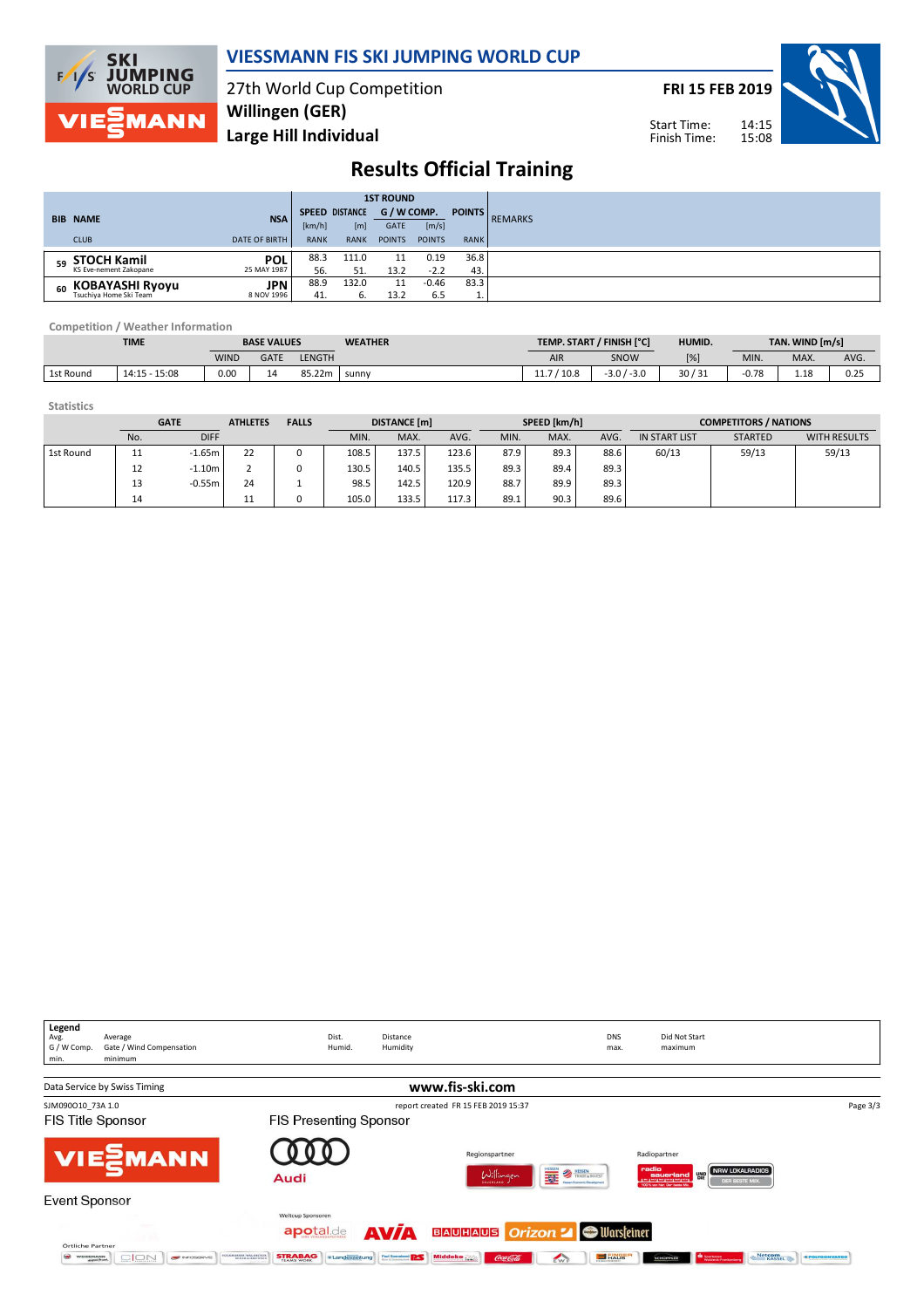# VIESSMANN FIS SKI JUMPING WORLD CUP

27th World Cup Competition
**Willingen (GER)**
**Large Hill Individual**

**FRI 15 FEB 2019**

Start Time: 14:15
Finish Time: 15:08

## Results Official Training

| BIB | NAME / CLUB | NSA / DATE OF BIRTH | SPEED [km/h] RANK | DISTANCE [m] RANK | G / W COMP. GATE POINTS | [m/s] POINTS | POINTS RANK | REMARKS |
|---|---|---|---|---|---|---|---|---|
| 59 | **STOCH Kamil** KS Eve-nement Zakopane | **POL** 25 MAY 1987 | 88.3 56. | 111.0 51. | 11 13.2 | 0.19 -2.2 | 36.8 43. | |
| 60 | **KOBAYASHI Ryoyu** Tsuchiya Home Ski Team | **JPN** 8 NOV 1996 | 88.9 41. | 132.0 6. | 11 13.2 | -0.46 6.5 | 83.3 1. | |

Competition / Weather Information

| | TIME | BASE VALUES WIND | GATE | LENGTH | WEATHER | TEMP. START / FINISH [°C] AIR | SNOW | HUMID. [%] | TAN. WIND [m/s] MIN. | MAX. | AVG. |
|---|---|---|---|---|---|---|---|---|---|---|---|
| 1st Round | 14:15 - 15:08 | 0.00 | 14 | 85.22m | sunny | 11.7 / 10.8 | -3.0 / -3.0 | 30 / 31 | -0.78 | 1.18 | 0.25 |

Statistics

| | GATE No. | DIFF | ATHLETES | FALLS | DISTANCE [m] MIN. | MAX. | AVG. | SPEED [km/h] MIN. | MAX. | AVG. | COMPETITORS / NATIONS IN START LIST | STARTED | WITH RESULTS |
|---|---|---|---|---|---|---|---|---|---|---|---|---|---|
| 1st Round | 11 | -1.65m | 22 | 0 | 108.5 | 137.5 | 123.6 | 87.9 | 89.3 | 88.6 | 60/13 | 59/13 | 59/13 |
| | 12 | -1.10m | 2 | 0 | 130.5 | 140.5 | 135.5 | 89.3 | 89.4 | 89.3 | | | |
| | 13 | -0.55m | 24 | 1 | 98.5 | 142.5 | 120.9 | 88.7 | 89.9 | 89.3 | | | |
| | 14 | | 11 | 0 | 105.0 | 133.5 | 117.3 | 89.1 | 90.3 | 89.6 | | | |

**Legend**

| | | | | | |
|---|---|---|---|---|---|
| Avg. | Average | Dist. | Distance | DNS | Did Not Start |
| G / W Comp. | Gate / Wind Compensation | Humid. | Humidity | max. | maximum |
| min. | minimum | | | | |

Data Service by Swiss Timing — www.fis-ski.com

SJM090O10_73A 1.0 — report created FR 15 FEB 2019 15:37

FIS Title Sponsor: VIESSMANN
FIS Presenting Sponsor: Audi
Event Sponsor